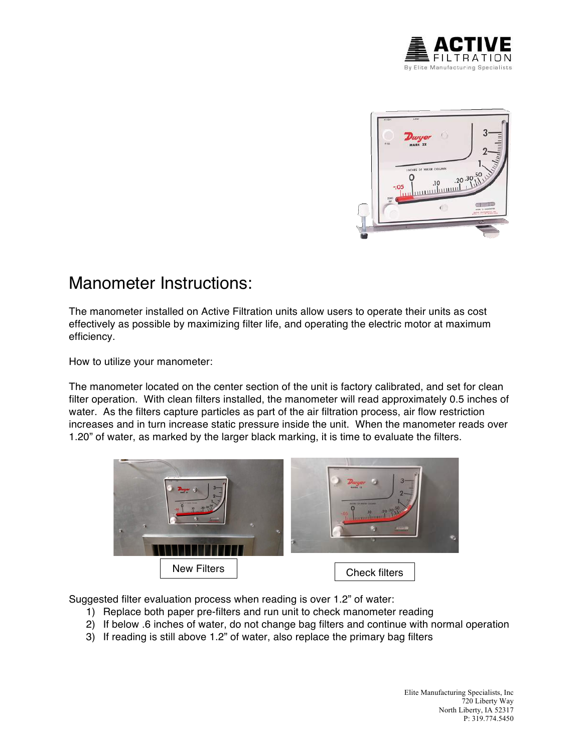# Manometer Instructions:

The manometer installed on Active Filtration units allow users to operate their units as cost effectively as possible by maximizing filter life, and operating the electric motor at maximum efficiency.

How to utilize your manometer:

The manometer located on the center section of the unit is factory calibrated, and set for clean filter operation. With clean filters installed, the manometer will read approximately 0.5 inches of water. As the filters capture particles as part of the air filtration process, air flow restriction increases and in turn increase static pressure inside the unit. When the manometer reads over 1.20” of water, as marked by the larger black marking, it is time to evaluate the filters.

New Filters

Check filters

Suggested filter evaluation process when reading is over 1.2” of water:

1) Replace both paper pre-filters and run unit to check manometer reading
2) If below .6 inches of water, do not change bag filters and continue with normal operation
3) If reading is still above 1.2” of water, also replace the primary bag filters

Elite Manufacturing Specialists, Inc
720 Liberty Way
North Liberty, IA 52317
P: 319.774.5450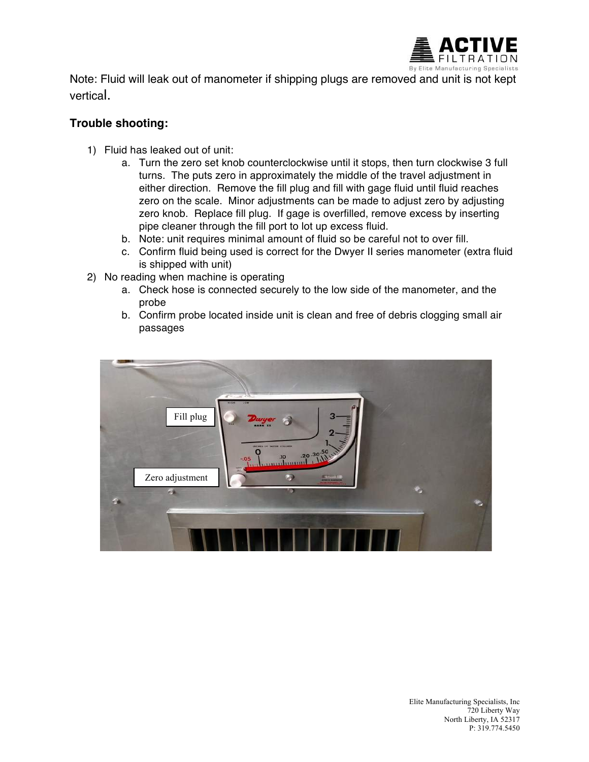Note: Fluid will leak out of manometer if shipping plugs are removed and unit is not kept vertical.

**Trouble shooting:**

1) Fluid has leaked out of unit:
    a. Turn the zero set knob counterclockwise until it stops, then turn clockwise 3 full turns. The puts zero in approximately the middle of the travel adjustment in either direction. Remove the fill plug and fill with gage fluid until fluid reaches zero on the scale. Minor adjustments can be made to adjust zero by adjusting zero knob. Replace fill plug. If gage is overfilled, remove excess by inserting pipe cleaner through the fill port to lot up excess fluid.
    b. Note: unit requires minimal amount of fluid so be careful not to over fill.
    c. Confirm fluid being used is correct for the Dwyer II series manometer (extra fluid is shipped with unit)
2) No reading when machine is operating
    a. Check hose is connected securely to the low side of the manometer, and the probe
    b. Confirm probe located inside unit is clean and free of debris clogging small air passages

Fill plug

Zero adjustment